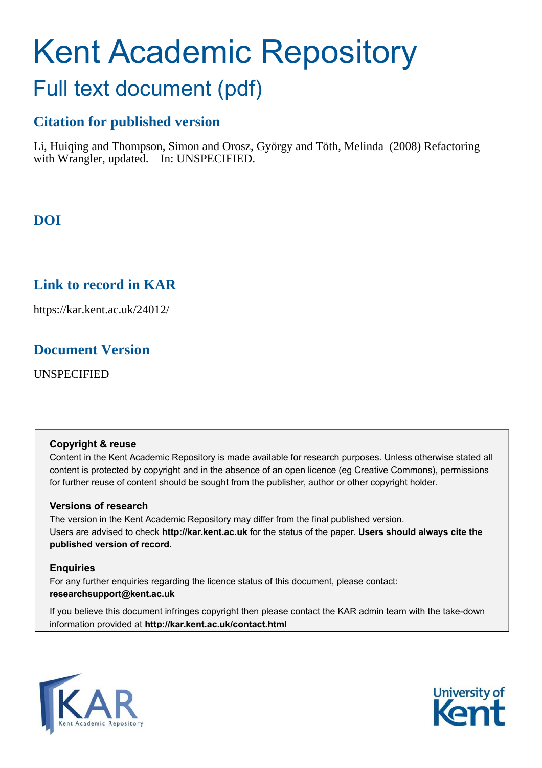# Kent Academic Repository

## Full text document (pdf)

## Citation for published version

Li, Huiqing and Thompson, Simon and Orosz, György and Töth, Melinda (2008) Refactoring with Wrangler, updated. In: UNSPECIFIED.

## DOI

## Link to record in KAR

https://kar.kent.ac.uk/24012/

## Document Version

UNSPECIFIED

**Copyright & reuse**

Content in the Kent Academic Repository is made available for research purposes. Unless otherwise stated all content is protected by copyright and in the absence of an open licence (eg Creative Commons), permissions for further reuse of content should be sought from the publisher, author or other copyright holder.

**Versions of research**

The version in the Kent Academic Repository may differ from the final published version. Users are advised to check **http://kar.kent.ac.uk** for the status of the paper. **Users should always cite the published version of record.**

**Enquiries**

For any further enquiries regarding the licence status of this document, please contact: **researchsupport@kent.ac.uk**

If you believe this document infringes copyright then please contact the KAR admin team with the take-down information provided at **http://kar.kent.ac.uk/contact.html**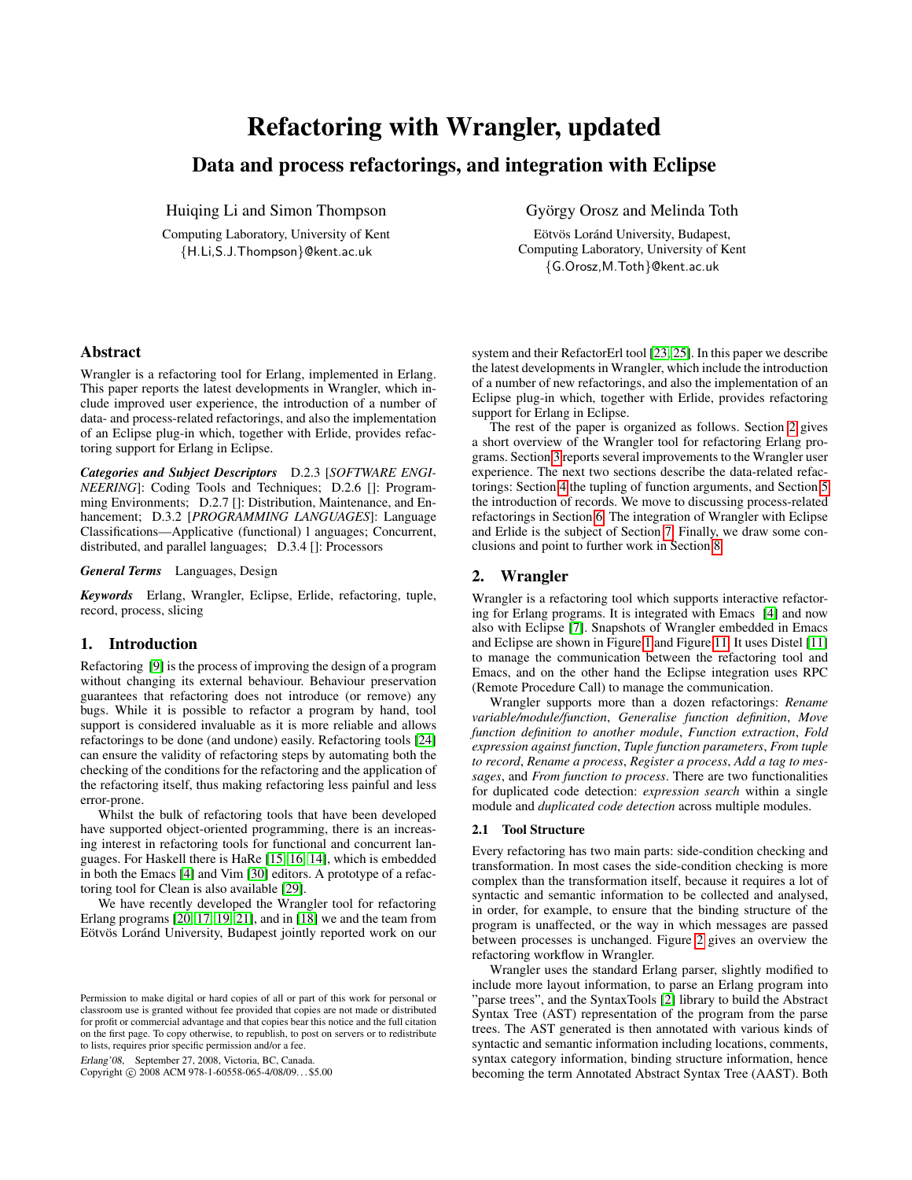# Refactoring with Wrangler, updated

## Data and process refactorings, and integration with Eclipse

Huiqing Li and Simon Thompson

Computing Laboratory, University of Kent
{H.Li,S.J.Thompson}@kent.ac.uk

György Orosz and Melinda Toth

Eötvös Loránd University, Budapest,
Computing Laboratory, University of Kent
{G.Orosz,M.Toth}@kent.ac.uk

### Abstract

Wrangler is a refactoring tool for Erlang, implemented in Erlang. This paper reports the latest developments in Wrangler, which include improved user experience, the introduction of a number of data- and process-related refactorings, and also the implementation of an Eclipse plug-in which, together with Erlide, provides refactoring support for Erlang in Eclipse.

***Categories and Subject Descriptors*** D.2.3 [*SOFTWARE ENGINEERING*]: Coding Tools and Techniques; D.2.6 []: Programming Environments; D.2.7 []: Distribution, Maintenance, and Enhancement; D.3.2 [*PROGRAMMING LANGUAGES*]: Language Classifications—Applicative (functional) l anguages; Concurrent, distributed, and parallel languages; D.3.4 []: Processors

***General Terms*** Languages, Design

***Keywords*** Erlang, Wrangler, Eclipse, Erlide, refactoring, tuple, record, process, slicing

## 1. Introduction

Refactoring [9] is the process of improving the design of a program without changing its external behaviour. Behaviour preservation guarantees that refactoring does not introduce (or remove) any bugs. While it is possible to refactor a program by hand, tool support is considered invaluable as it is more reliable and allows refactorings to be done (and undone) easily. Refactoring tools [24] can ensure the validity of refactoring steps by automating both the checking of the conditions for the refactoring and the application of the refactoring itself, thus making refactoring less painful and less error-prone.

Whilst the bulk of refactoring tools that have been developed have supported object-oriented programming, there is an increasing interest in refactoring tools for functional and concurrent languages. For Haskell there is HaRe [15, 16, 14], which is embedded in both the Emacs [4] and Vim [30] editors. A prototype of a refactoring tool for Clean is also available [29].

We have recently developed the Wrangler tool for refactoring Erlang programs [20, 17, 19, 21], and in [18] we and the team from Eötvös Loránd University, Budapest jointly reported work on our system and their RefactorErl tool [23, 25]. In this paper we describe the latest developments in Wrangler, which include the introduction of a number of new refactorings, and also the implementation of an Eclipse plug-in which, together with Erlide, provides refactoring support for Erlang in Eclipse.

The rest of the paper is organized as follows. Section 2 gives a short overview of the Wrangler tool for refactoring Erlang programs. Section 3 reports several improvements to the Wrangler user experience. The next two sections describe the data-related refactorings: Section 4 the tupling of function arguments, and Section 5 the introduction of records. We move to discussing process-related refactorings in Section 6. The integration of Wrangler with Eclipse and Erlide is the subject of Section 7. Finally, we draw some conclusions and point to further work in Section 8.

Permission to make digital or hard copies of all or part of this work for personal or classroom use is granted without fee provided that copies are not made or distributed for profit or commercial advantage and that copies bear this notice and the full citation on the first page. To copy otherwise, to republish, to post on servers or to redistribute to lists, requires prior specific permission and/or a fee.

*Erlang'08,* September 27, 2008, Victoria, BC, Canada.
Copyright © 2008 ACM 978-1-60558-065-4/08/09…$5.00

## 2. Wrangler

Wrangler is a refactoring tool which supports interactive refactoring for Erlang programs. It is integrated with Emacs [4] and now also with Eclipse [7]. Snapshots of Wrangler embedded in Emacs and Eclipse are shown in Figure 1 and Figure 11. It uses Distel [11] to manage the communication between the refactoring tool and Emacs, and on the other hand the Eclipse integration uses RPC (Remote Procedure Call) to manage the communication.

Wrangler supports more than a dozen refactorings: *Rename variable/module/function*, *Generalise function definition*, *Move function definition to another module*, *Function extraction*, *Fold expression against function*, *Tuple function parameters*, *From tuple to record*, *Rename a process*, *Register a process*, *Add a tag to messages*, and *From function to process*. There are two functionalities for duplicated code detection: *expression search* within a single module and *duplicated code detection* across multiple modules.

### 2.1 Tool Structure

Every refactoring has two main parts: side-condition checking and transformation. In most cases the side-condition checking is more complex than the transformation itself, because it requires a lot of syntactic and semantic information to be collected and analysed, in order, for example, to ensure that the binding structure of the program is unaffected, or the way in which messages are passed between processes is unchanged. Figure 2 gives an overview the refactoring workflow in Wrangler.

Wrangler uses the standard Erlang parser, slightly modified to include more layout information, to parse an Erlang program into "parse trees", and the SyntaxTools [2] library to build the Abstract Syntax Tree (AST) representation of the program from the parse trees. The AST generated is then annotated with various kinds of syntactic and semantic information including locations, comments, syntax category information, binding structure information, hence becoming the term Annotated Abstract Syntax Tree (AAST). Both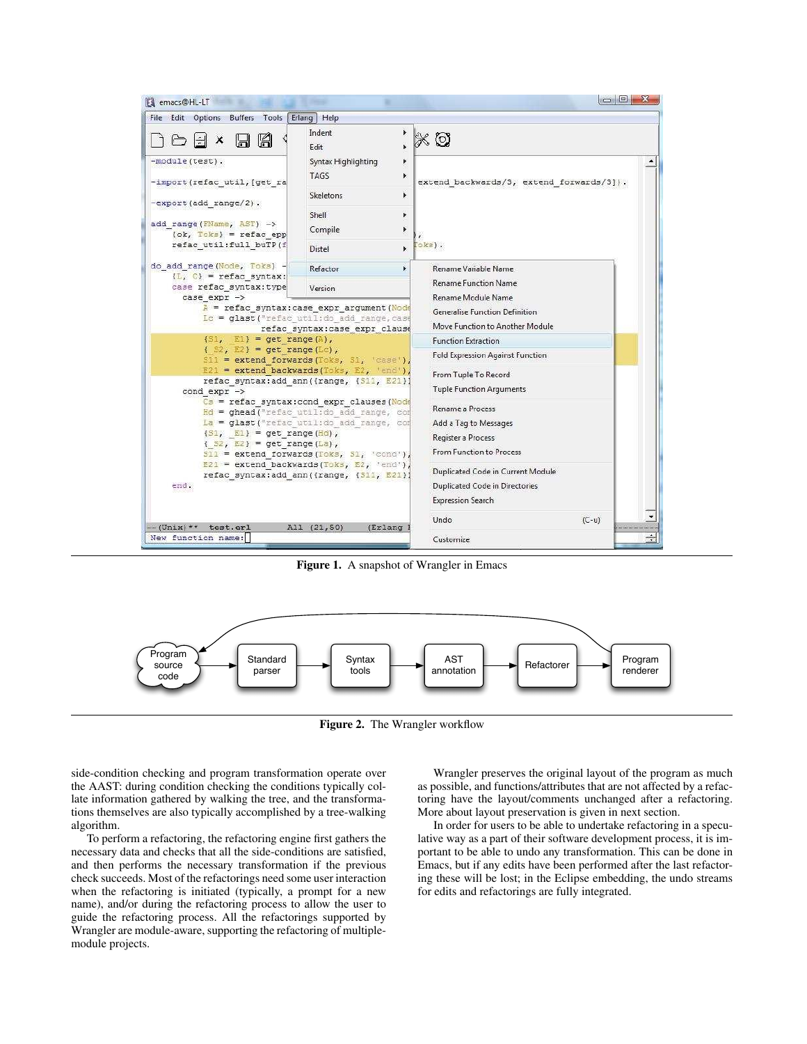**Figure 1.** A snapshot of Wrangler in Emacs

**Figure 2.** The Wrangler workflow

side-condition checking and program transformation operate over the AAST: during condition checking the conditions typically collate information gathered by walking the tree, and the transformations themselves are also typically accomplished by a tree-walking algorithm.

To perform a refactoring, the refactoring engine first gathers the necessary data and checks that all the side-conditions are satisfied, and then performs the necessary transformation if the previous check succeeds. Most of the refactorings need some user interaction when the refactoring is initiated (typically, a prompt for a new name), and/or during the refactoring process to allow the user to guide the refactoring process. All the refactorings supported by Wrangler are module-aware, supporting the refactoring of multiple-module projects.

Wrangler preserves the original layout of the program as much as possible, and functions/attributes that are not affected by a refactoring have the layout/comments unchanged after a refactoring. More about layout preservation is given in next section.

In order for users to be able to undertake refactoring in a speculative way as a part of their software development process, it is important to be able to undo any transformation. This can be done in Emacs, but if any edits have been performed after the last refactoring these will be lost; in the Eclipse embedding, the undo streams for edits and refactorings are fully integrated.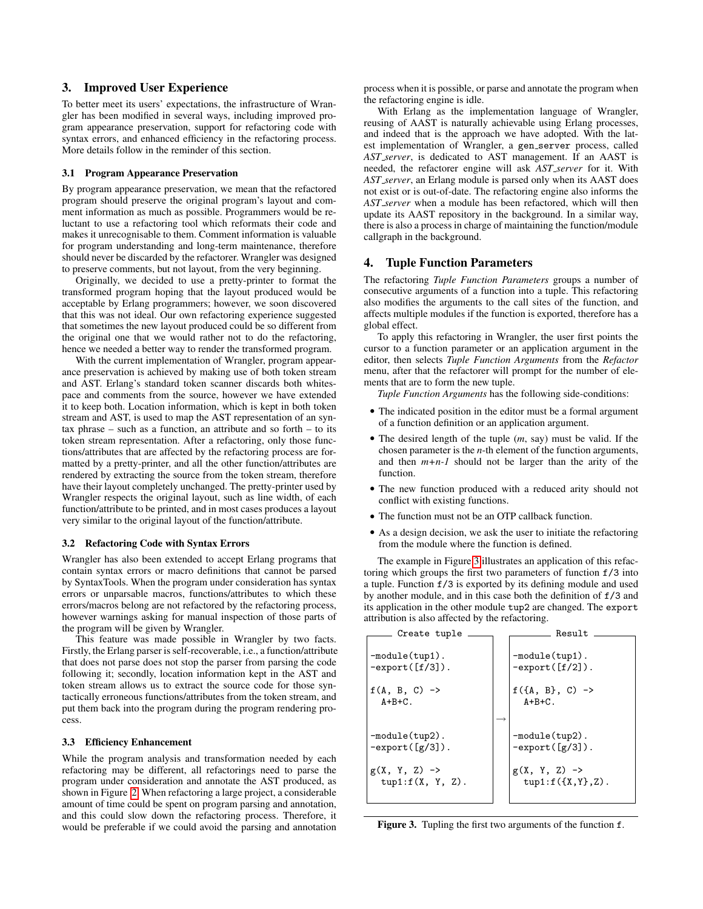## 3. Improved User Experience

To better meet its users' expectations, the infrastructure of Wrangler has been modified in several ways, including improved program appearance preservation, support for refactoring code with syntax errors, and enhanced efficiency in the refactoring process. More details follow in the reminder of this section.

### 3.1 Program Appearance Preservation

By program appearance preservation, we mean that the refactored program should preserve the original program's layout and comment information as much as possible. Programmers would be reluctant to use a refactoring tool which reformats their code and makes it unrecognisable to them. Comment information is valuable for program understanding and long-term maintenance, therefore should never be discarded by the refactorer. Wrangler was designed to preserve comments, but not layout, from the very beginning.

Originally, we decided to use a pretty-printer to format the transformed program hoping that the layout produced would be acceptable by Erlang programmers; however, we soon discovered that this was not ideal. Our own refactoring experience suggested that sometimes the new layout produced could be so different from the original one that we would rather not to do the refactoring, hence we needed a better way to render the transformed program.

With the current implementation of Wrangler, program appearance preservation is achieved by making use of both token stream and AST. Erlang's standard token scanner discards both whitespace and comments from the source, however we have extended it to keep both. Location information, which is kept in both token stream and AST, is used to map the AST representation of an syntax phrase – such as a function, an attribute and so forth – to its token stream representation. After a refactoring, only those functions/attributes that are affected by the refactoring process are formatted by a pretty-printer, and all the other function/attributes are rendered by extracting the source from the token stream, therefore have their layout completely unchanged. The pretty-printer used by Wrangler respects the original layout, such as line width, of each function/attribute to be printed, and in most cases produces a layout very similar to the original layout of the function/attribute.

### 3.2 Refactoring Code with Syntax Errors

Wrangler has also been extended to accept Erlang programs that contain syntax errors or macro definitions that cannot be parsed by SyntaxTools. When the program under consideration has syntax errors or unparsable macros, functions/attributes to which these errors/macros belong are not refactored by the refactoring process, however warnings asking for manual inspection of those parts of the program will be given by Wrangler.

This feature was made possible in Wrangler by two facts. Firstly, the Erlang parser is self-recoverable, i.e., a function/attribute that does not parse does not stop the parser from parsing the code following it; secondly, location information kept in the AST and token stream allows us to extract the source code for those syntactically erroneous functions/attributes from the token stream, and put them back into the program during the program rendering process.

### 3.3 Efficiency Enhancement

While the program analysis and transformation needed by each refactoring may be different, all refactorings need to parse the program under consideration and annotate the AST produced, as shown in Figure 2. When refactoring a large project, a considerable amount of time could be spent on program parsing and annotation, and this could slow down the refactoring process. Therefore, it would be preferable if we could avoid the parsing and annotation process when it is possible, or parse and annotate the program when the refactoring engine is idle.

With Erlang as the implementation language of Wrangler, reusing of AAST is naturally achievable using Erlang processes, and indeed that is the approach we have adopted. With the latest implementation of Wrangler, a `gen_server` process, called *AST_server*, is dedicated to AST management. If an AAST is needed, the refactorer engine will ask *AST_server* for it. With *AST_server*, an Erlang module is parsed only when its AAST does not exist or is out-of-date. The refactoring engine also informs the *AST_server* when a module has been refactored, which will then update its AAST repository in the background. In a similar way, there is also a process in charge of maintaining the function/module callgraph in the background.

## 4. Tuple Function Parameters

The refactoring *Tuple Function Parameters* groups a number of consecutive arguments of a function into a tuple. This refactoring also modifies the arguments to the call sites of the function, and affects multiple modules if the function is exported, therefore has a global effect.

To apply this refactoring in Wrangler, the user first points the cursor to a function parameter or an application argument in the editor, then selects *Tuple Function Arguments* from the *Refactor* menu, after that the refactorer will prompt for the number of elements that are to form the new tuple.

*Tuple Function Arguments* has the following side-conditions:

- The indicated position in the editor must be a formal argument of a function definition or an application argument.
- The desired length of the tuple ($m$, say) must be valid. If the chosen parameter is the $n$-th element of the function arguments, and then $m$+$n$-$1$ should not be larger than the arity of the function.
- The new function produced with a reduced arity should not conflict with existing functions.
- The function must not be an OTP callback function.
- As a design decision, we ask the user to initiate the refactoring from the module where the function is defined.

The example in Figure 3 illustrates an application of this refactoring which groups the first two parameters of function `f/3` into a tuple. Function `f/3` is exported by its defining module and used by another module, and in this case both the definition of `f/3` and its application in the other module `tup2` are changed. The `export` attribution is also affected by the refactoring.

Create tuple

```
-module(tup1).
-export([f/3]).

f(A, B, C) ->
  A+B+C.


-module(tup2).
-export([g/3]).

g(X, Y, Z) ->
  tup1:f(X, Y, Z).
```

→

Result

```
-module(tup1).
-export([f/2]).

f({A, B}, C) ->
  A+B+C.


-module(tup2).
-export([g/3]).

g(X, Y, Z) ->
  tup1:f({X,Y},Z).
```

**Figure 3.** Tupling the first two arguments of the function `f`.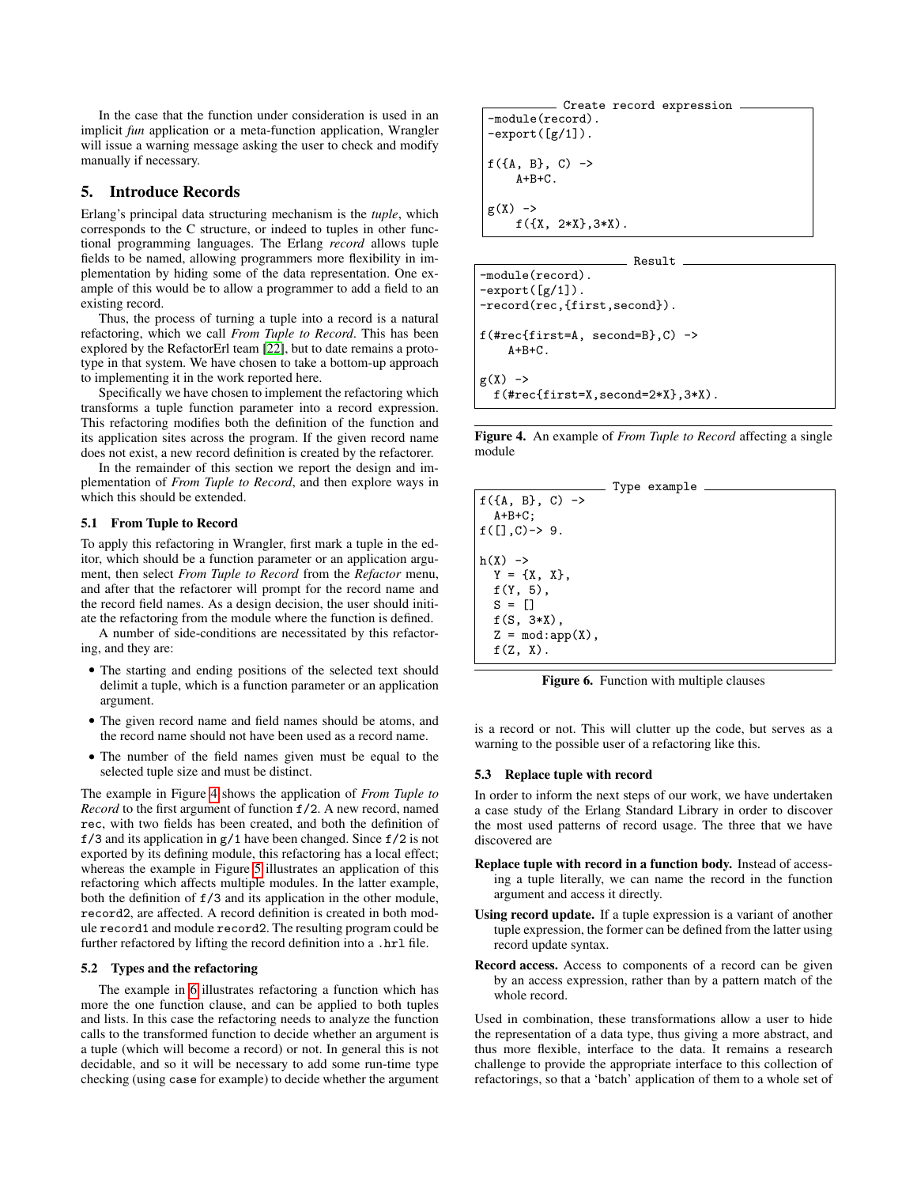In the case that the function under consideration is used in an implicit *fun* application or a meta-function application, Wrangler will issue a warning message asking the user to check and modify manually if necessary.

## 5. Introduce Records

Erlang's principal data structuring mechanism is the *tuple*, which corresponds to the C structure, or indeed to tuples in other functional programming languages. The Erlang *record* allows tuple fields to be named, allowing programmers more flexibility in implementation by hiding some of the data representation. One example of this would be to allow a programmer to add a field to an existing record.

Thus, the process of turning a tuple into a record is a natural refactoring, which we call *From Tuple to Record*. This has been explored by the RefactorErl team [22], but to date remains a prototype in that system. We have chosen to take a bottom-up approach to implementing it in the work reported here.

Specifically we have chosen to implement the refactoring which transforms a tuple function parameter into a record expression. This refactoring modifies both the definition of the function and its application sites across the program. If the given record name does not exist, a new record definition is created by the refactorer.

In the remainder of this section we report the design and implementation of *From Tuple to Record*, and then explore ways in which this should be extended.

### 5.1 From Tuple to Record

To apply this refactoring in Wrangler, first mark a tuple in the editor, which should be a function parameter or an application argument, then select *From Tuple to Record* from the *Refactor* menu, and after that the refactorer will prompt for the record name and the record field names. As a design decision, the user should initiate the refactoring from the module where the function is defined.

A number of side-conditions are necessitated by this refactoring, and they are:

- The starting and ending positions of the selected text should delimit a tuple, which is a function parameter or an application argument.
- The given record name and field names should be atoms, and the record name should not have been used as a record name.
- The number of the field names given must be equal to the selected tuple size and must be distinct.

The example in Figure 4 shows the application of *From Tuple to Record* to the first argument of function f/2. A new record, named rec, with two fields has been created, and both the definition of f/3 and its application in g/1 have been changed. Since f/2 is not exported by its defining module, this refactoring has a local effect; whereas the example in Figure 5 illustrates an application of this refactoring which affects multiple modules. In the latter example, both the definition of f/3 and its application in the other module, record2, are affected. A record definition is created in both module record1 and module record2. The resulting program could be further refactored by lifting the record definition into a .hrl file.

### 5.2 Types and the refactoring

The example in 6 illustrates refactoring a function which has more the one function clause, and can be applied to both tuples and lists. In this case the refactoring needs to analyze the function calls to the transformed function to decide whether an argument is a tuple (which will become a record) or not. In general this is not decidable, and so it will be necessary to add some run-time type checking (using case for example) to decide whether the argument is a record or not. This will clutter up the code, but serves as a warning to the possible user of a refactoring like this.

Create record expression
```
-module(record).
-export([g/1]).

f({A, B}, C) ->
    A+B+C.

g(X) ->
    f({X, 2*X},3*X).
```

Result
```
-module(record).
-export([g/1]).
-record(rec,{first,second}).

f(#rec{first=A, second=B},C) ->
    A+B+C.

g(X) ->
  f(#rec{first=X,second=2*X},3*X).
```

**Figure 4.** An example of *From Tuple to Record* affecting a single module

Type example
```
f({A, B}, C) ->
  A+B+C;
f([],C)-> 9.

h(X) ->
  Y = {X, X},
  f(Y, 5),
  S = []
  f(S, 3*X),
  Z = mod:app(X),
  f(Z, X).
```

**Figure 6.** Function with multiple clauses

### 5.3 Replace tuple with record

In order to inform the next steps of our work, we have undertaken a case study of the Erlang Standard Library in order to discover the most used patterns of record usage. The three that we have discovered are

**Replace tuple with record in a function body.** Instead of accessing a tuple literally, we can name the record in the function argument and access it directly.

**Using record update.** If a tuple expression is a variant of another tuple expression, the former can be defined from the latter using record update syntax.

**Record access.** Access to components of a record can be given by an access expression, rather than by a pattern match of the whole record.

Used in combination, these transformations allow a user to hide the representation of a data type, thus giving a more abstract, and thus more flexible, interface to the data. It remains a research challenge to provide the appropriate interface to this collection of refactorings, so that a 'batch' application of them to a whole set of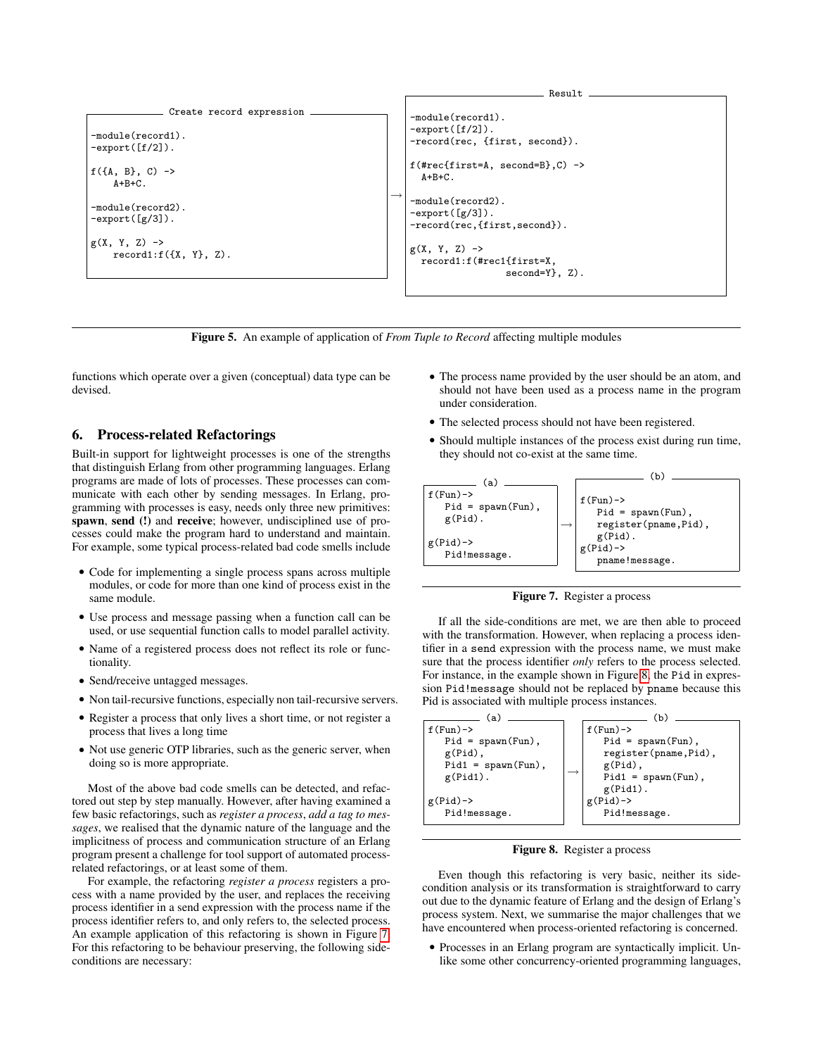Create record expression

```
-module(record1).
-export([f/2]).

f({A, B}, C) ->
    A+B+C.

-module(record2).
-export([g/3]).

g(X, Y, Z) ->
    record1:f({X, Y}, Z).
```

→

Result

```
-module(record1).
-export([f/2]).
-record(rec, {first, second}).

f(#rec{first=A, second=B},C) ->
  A+B+C.

-module(record2).
-export([g/3]).
-record(rec,{first,second}).

g(X, Y, Z) ->
  record1:f(#rec1{first=X,
                 second=Y}, Z).
```

**Figure 5.** An example of application of *From Tuple to Record* affecting multiple modules

functions which operate over a given (conceptual) data type can be devised.

## 6. Process-related Refactorings

Built-in support for lightweight processes is one of the strengths that distinguish Erlang from other programming languages. Erlang programs are made of lots of processes. These processes can communicate with each other by sending messages. In Erlang, programming with processes is easy, needs only three new primitives: **spawn**, **send (!)** and **receive**; however, undisciplined use of processes could make the program hard to understand and maintain. For example, some typical process-related bad code smells include

- Code for implementing a single process spans across multiple modules, or code for more than one kind of process exist in the same module.
- Use process and message passing when a function call can be used, or use sequential function calls to model parallel activity.
- Name of a registered process does not reflect its role or functionality.
- Send/receive untagged messages.
- Non tail-recursive functions, especially non tail-recursive servers.
- Register a process that only lives a short time, or not register a process that lives a long time
- Not use generic OTP libraries, such as the generic server, when doing so is more appropriate.

Most of the above bad code smells can be detected, and refactored out step by step manually. However, after having examined a few basic refactorings, such as *register a process*, *add a tag to messages*, we realised that the dynamic nature of the language and the implicitness of process and communication structure of an Erlang program present a challenge for tool support of automated process-related refactorings, or at least some of them.

For example, the refactoring *register a process* registers a process with a name provided by the user, and replaces the receiving process identifier in a send expression with the process name if the process identifier refers to, and only refers to, the selected process. An example application of this refactoring is shown in Figure 7. For this refactoring to be behaviour preserving, the following side-conditions are necessary:

- The process name provided by the user should be an atom, and should not have been used as a process name in the program under consideration.
- The selected process should not have been registered.
- Should multiple instances of the process exist during run time, they should not co-exist at the same time.

(a)

```
f(Fun)->
   Pid = spawn(Fun),
   g(Pid).

g(Pid)->
   Pid!message.
```

→

(b)

```
f(Fun)->
   Pid = spawn(Fun),
   register(pname,Pid),
   g(Pid).
g(Pid)->
   pname!message.
```

**Figure 7.** Register a process

If all the side-conditions are met, we are then able to proceed with the transformation. However, when replacing a process identifier in a `send` expression with the process name, we must make sure that the process identifier *only* refers to the process selected. For instance, in the example shown in Figure 8, the `Pid` in expression `Pid!message` should not be replaced by `pname` because this Pid is associated with multiple process instances.

(a)

```
f(Fun)->
   Pid = spawn(Fun),
   g(Pid),
   Pid1 = spawn(Fun),
   g(Pid1).

g(Pid)->
   Pid!message.
```

→

(b)

```
f(Fun)->
   Pid = spawn(Fun),
   register(pname,Pid),
   g(Pid),
   Pid1 = spawn(Fun),
   g(Pid1).
g(Pid)->
   Pid!message.
```

**Figure 8.** Register a process

Even though this refactoring is very basic, neither its side-condition analysis or its transformation is straightforward to carry out due to the dynamic feature of Erlang and the design of Erlang's process system. Next, we summarise the major challenges that we have encountered when process-oriented refactoring is concerned.

- Processes in an Erlang program are syntactically implicit. Unlike some other concurrency-oriented programming languages,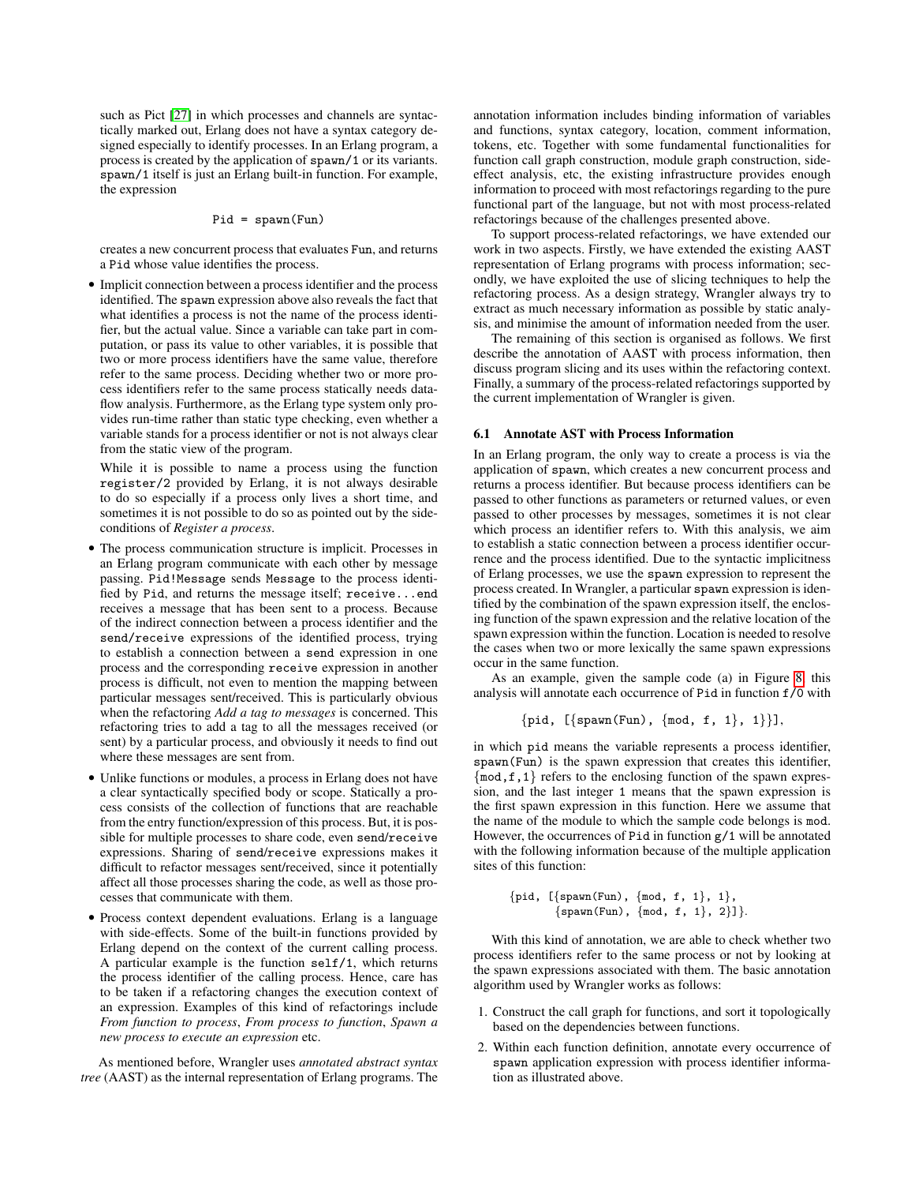such as Pict [27] in which processes and channels are syntactically marked out, Erlang does not have a syntax category designed especially to identify processes. In an Erlang program, a process is created by the application of `spawn/1` or its variants. `spawn/1` itself is just an Erlang built-in function. For example, the expression

```
Pid = spawn(Fun)
```

creates a new concurrent process that evaluates `Fun`, and returns a `Pid` whose value identifies the process.

- Implicit connection between a process identifier and the process identified. The `spawn` expression above also reveals the fact that what identifies a process is not the name of the process identifier, but the actual value. Since a variable can take part in computation, or pass its value to other variables, it is possible that two or more process identifiers have the same value, therefore refer to the same process. Deciding whether two or more process identifiers refer to the same process statically needs dataflow analysis. Furthermore, as the Erlang type system only provides run-time rather than static type checking, even whether a variable stands for a process identifier or not is not always clear from the static view of the program.

  While it is possible to name a process using the function `register/2` provided by Erlang, it is not always desirable to do so especially if a process only lives a short time, and sometimes it is not possible to do so as pointed out by the side-conditions of *Register a process*.

- The process communication structure is implicit. Processes in an Erlang program communicate with each other by message passing. `Pid!Message` sends `Message` to the process identified by `Pid`, and returns the message itself; `receive...end` receives a message that has been sent to a process. Because of the indirect connection between a process identifier and the `send/receive` expressions of the identified process, trying to establish a connection between a `send` expression in one process and the corresponding `receive` expression in another process is difficult, not even to mention the mapping between particular messages sent/received. This is particularly obvious when the refactoring *Add a tag to messages* is concerned. This refactoring tries to Add a tag to all the messages received (or sent) by a particular process, and obviously it needs to find out where these messages are sent from.

- Unlike functions or modules, a process in Erlang does not have a clear syntactically specified body or scope. Statically a process consists of the collection of functions that are reachable from the entry function/expression of this process. But, it is possible for multiple processes to share code, even `send/receive` expressions. Sharing of `send/receive` expressions makes it difficult to refactor messages sent/received, since it potentially affect all those processes sharing the code, as well as those processes that communicate with them.

- Process context dependent evaluations. Erlang is a language with side-effects. Some of the built-in functions provided by Erlang depend on the context of the current calling process. A particular example is the function `self/1`, which returns the process identifier of the calling process. Hence, care has to be taken if a refactoring changes the execution context of an expression. Examples of this kind of refactorings include *From function to process*, *From process to function*, *Spawn a new process to execute an expression* etc.

As mentioned before, Wrangler uses *annotated abstract syntax tree* (AAST) as the internal representation of Erlang programs. The annotation information includes binding information of variables and functions, syntax category, location, comment information, tokens, etc. Together with some fundamental functionalities for function call graph construction, module graph construction, side-effect analysis, etc, the existing infrastructure provides enough information to proceed with most refactorings regarding to the pure functional part of the language, but not with most process-related refactorings because of the challenges presented above.

To support process-related refactorings, we have extended our work in two aspects. Firstly, we have extended the existing AAST representation of Erlang programs with process information; secondly, we have exploited the use of slicing techniques to help the refactoring process. As a design strategy, Wrangler always try to extract as much necessary information as possible by static analysis, and minimise the amount of information needed from the user.

The remaining of this section is organised as follows. We first describe the annotation of AAST with process information, then discuss program slicing and its uses within the refactoring context. Finally, a summary of the process-related refactorings supported by the current implementation of Wrangler is given.

### 6.1 Annotate AST with Process Information

In an Erlang program, the only way to create a process is via the application of `spawn`, which creates a new concurrent process and returns a process identifier. But because process identifiers can be passed to other functions as parameters or returned values, or even passed to other processes by messages, sometimes it is not clear which process an identifier refers to. With this analysis, we aim to establish a static connection between a process identifier occurrence and the process identified. Due to the syntactic implicitness of Erlang processes, we use the `spawn` expression to represent the process created. In Wrangler, a particular `spawn` expression is identified by the combination of the spawn expression itself, the enclosing function of the spawn expression and the relative location of the spawn expression within the function. Location is needed to resolve the cases when two or more lexically the same spawn expressions occur in the same function.

As an example, given the sample code (a) in Figure 8, this analysis will annotate each occurrence of `Pid` in function `f/0` with

```
{pid, [{spawn(Fun), {mod, f, 1}, 1}}],
```

in which `pid` means the variable represents a process identifier, `spawn(Fun)` is the spawn expression that creates this identifier, `{mod,f,1}` refers to the enclosing function of the spawn expression, and the last integer `1` means that the spawn expression is the first spawn expression in this function. Here we assume that the name of the module to which the sample code belongs is `mod`. However, the occurrences of `Pid` in function `g/1` will be annotated with the following information because of the multiple application sites of this function:

```
{pid, [{spawn(Fun), {mod, f, 1}, 1},
       {spawn(Fun), {mod, f, 1}, 2}]}.
```

With this kind of annotation, we are able to check whether two process identifiers refer to the same process or not by looking at the spawn expressions associated with them. The basic annotation algorithm used by Wrangler works as follows:

1. Construct the call graph for functions, and sort it topologically based on the dependencies between functions.
2. Within each function definition, annotate every occurrence of `spawn` application expression with process identifier information as illustrated above.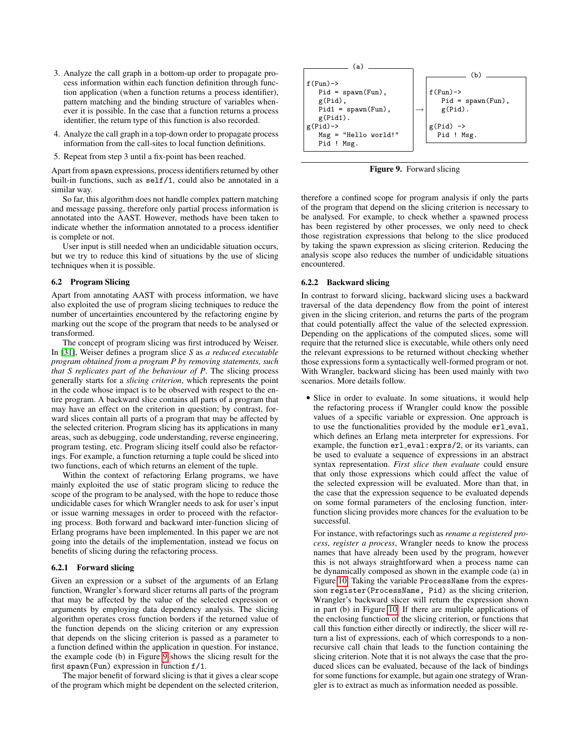3. Analyze the call graph in a bottom-up order to propagate process information within each function definition through function application (when a function returns a process identifier), pattern matching and the binding structure of variables whenever it is possible. In the case that a function returns a process identifier, the return type of this function is also recorded.
4. Analyze the call graph in a top-down order to propagate process information from the call-sites to local function definitions.
5. Repeat from step 3 until a fix-point has been reached.

Apart from spawn expressions, process identifiers returned by other built-in functions, such as self/1, could also be annotated in a similar way.

So far, this algorithm does not handle complex pattern matching and message passing, therefore only partial process information is annotated into the AAST. However, methods have been taken to indicate whether the information annotated to a process identifier is complete or not.

User input is still needed when an undecidable situation occurs, but we try to reduce this kind of situations by the use of slicing techniques when it is possible.

### 6.2 Program Slicing

Apart from annotating AAST with process information, we have also exploited the use of program slicing techniques to reduce the number of uncertainties encountered by the refactoring engine by marking out the scope of the program that needs to be analysed or transformed.

The concept of program slicing was first introduced by Weiser. In [31], Weiser defines a program slice *S* as *a reduced executable program obtained from a program P by removing statements, such that S replicates part of the behaviour of P*. The slicing process generally starts for a *slicing criterion*, which represents the point in the code whose impact is to be observed with respect to the entire program. A backward slice contains all parts of a program that may have an effect on the criterion in question; by contrast, forward slices contain all parts of a program that may be affected by the selected criterion. Program slicing has its applications in many areas, such as debugging, code understanding, reverse engineering, program testing, etc. Program slicing itself could also be refactorings. For example, a function returning a tuple could be sliced into two functions, each of which returns an element of the tuple.

Within the context of refactoring Erlang programs, we have mainly exploited the use of static program slicing to reduce the scope of the program to be analysed, with the hope to reduce those undicidable cases for which Wrangler needs to ask for user's input or issue warning messages in order to proceed with the refactoring process. Both forward and backward inter-function slicing of Erlang programs have been implemented. In this paper we are not going into the details of the implementation, instead we focus on benefits of slicing during the refactoring process.

#### 6.2.1 Forward slicing

Given an expression or a subset of the arguments of an Erlang function, Wrangler's forward slicer returns all parts of the program that may be affected by the value of the selected expression or arguments by employing data dependency analysis. The slicing algorithm operates cross function borders if the returned value of the function depends on the slicing criterion or any expression that depends on the slicing criterion is passed as a parameter to a function defined within the application in question. For instance, the example code (b) in Figure 9 shows the slicing result for the first spawn(Fun) expression in function f/1.

The major benefit of forward slicing is that it gives a clear scope of the program which might be dependent on the selected criterion, therefore a confined scope for program analysis if only the parts of the program that depend on the slicing criterion is necessary to be analysed. For example, to check whether a spawned process has been registered by other processes, we only need to check those registration expressions that belong to the slice produced by taking the spawn expression as slicing criterion. Reducing the analysis scope also reduces the number of undicidable situations encountered.

(a)
```
f(Fun)->
   Pid = spawn(Fun),
   g(Pid),
   Pid1 = spawn(Fun),
   g(Pid1).
g(Pid)->
   Msg = "Hello world!"
   Pid ! Msg.
```
→

(b)
```
f(Fun)->
   Pid = spawn(Fun),
   g(Pid).

g(Pid) ->
  Pid ! Msg.
```

**Figure 9.** Forward slicing

#### 6.2.2 Backward slicing

In contrast to forward slicing, backward slicing uses a backward traversal of the data dependency flow from the point of interest given in the slicing criterion, and returns the parts of the program that could potentially affect the value of the selected expression. Depending on the applications of the computed slices, some will require that the returned slice is executable, while others only need the relevant expressions to be returned without checking whether those expressions form a syntactically well-formed program or not. With Wrangler, backward slicing has been used mainly with two scenarios. More details follow.

- Slice in order to evaluate. In some situations, it would help the refactoring process if Wrangler could know the possible values of a specific variable or expression. One approach is to use the functionalities provided by the module erl_eval, which defines an Erlang meta interpreter for expressions. For example, the function erl_eval:exprs/2, or its variants, can be used to evaluate a sequence of expressions in an abstract syntax representation. *First slice then evaluate* could ensure that only those expressions which could affect the value of the selected expression will be evaluated. More than that, in the case that the expression sequence to be evaluated depends on some formal parameters of the enclosing function, inter-function slicing provides more chances for the evaluation to be successful.

  For instance, with refactorings such as *rename a registered process*, *register a process*, Wrangler needs to know the process names that have already been used by the program, however this is not always straightforward when a process name can be dynamically composed as shown in the example code (a) in Figure 10. Taking the variable ProcessName from the expression register(ProcessName, Pid) as the slicing criterion, Wrangler's backward slicer will return the expression shown in part (b) in Figure 10. If there are multiple applications of the enclosing function of the slicing criterion, or functions that call this function either directly or indirectly, the slicer will return a list of expressions, each of which corresponds to a non-recursive call chain that leads to the function containing the slicing criterion. Note that it is not always the case that the produced slices can be evaluated, because of the lack of bindings for some functions for example, but again one strategy of Wrangler is to extract as much as information needed as possible.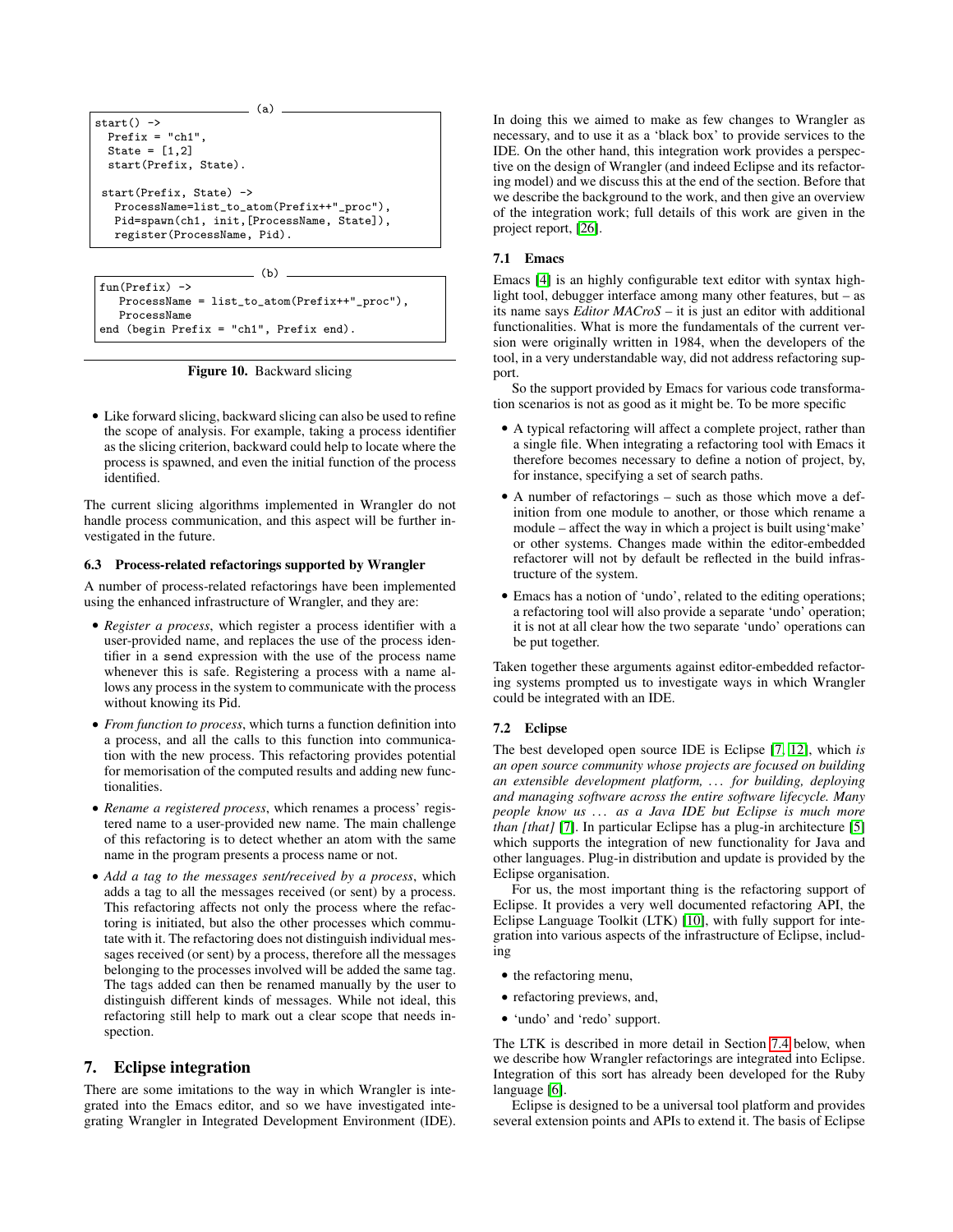(a)

```
start() ->
  Prefix = "ch1",
  State = [1,2]
  start(Prefix, State).

 start(Prefix, State) ->
   ProcessName=list_to_atom(Prefix++"_proc"),
   Pid=spawn(ch1, init,[ProcessName, State]),
   register(ProcessName, Pid).
```

(b)

```
fun(Prefix) ->
   ProcessName = list_to_atom(Prefix++"_proc"),
   ProcessName
end (begin Prefix = "ch1", Prefix end).
```

**Figure 10.** Backward slicing

- Like forward slicing, backward slicing can also be used to refine the scope of analysis. For example, taking a process identifier as the slicing criterion, backward could help to locate where the process is spawned, and even the initial function of the process identified.

The current slicing algorithms implemented in Wrangler do not handle process communication, and this aspect will be further investigated in the future.

### 6.3 Process-related refactorings supported by Wrangler

A number of process-related refactorings have been implemented using the enhanced infrastructure of Wrangler, and they are:

- *Register a process*, which register a process identifier with a user-provided name, and replaces the use of the process identifier in a send expression with the use of the process name whenever this is safe. Registering a process with a name allows any process in the system to communicate with the process without knowing its Pid.
- *From function to process*, which turns a function definition into a process, and all the calls to this function into communication with the new process. This refactoring provides potential for memorisation of the computed results and adding new functionalities.
- *Rename a registered process*, which renames a process' registered name to a user-provided new name. The main challenge of this refactoring is to detect whether an atom with the same name in the program presents a process name or not.
- *Add a tag to the messages sent/received by a process*, which adds a tag to all the messages received (or sent) by a process. This refactoring affects not only the process where the refactoring is initiated, but also the other processes which communicate with it. The refactoring does not distinguish individual messages received (or sent) by a process, therefore all the messages belonging to the processes involved will be added the same tag. The tags added can then be renamed manually by the user to distinguish different kinds of messages. While not ideal, this refactoring still help to mark out a clear scope that needs inspection.

## 7. Eclipse integration

There are some imitations to the way in which Wrangler is integrated into the Emacs editor, and so we have investigated integrating Wrangler in Integrated Development Environment (IDE). In doing this we aimed to make as few changes to Wrangler as necessary, and to use it as a 'black box' to provide services to the IDE. On the other hand, this integration work provides a perspective on the design of Wrangler (and indeed Eclipse and its refactoring model) and we discuss this at the end of the section. Before that we describe the background to the work, and then give an overview of the integration work; full details of this work are given in the project report, [26].

### 7.1 Emacs

Emacs [4] is an highly configurable text editor with syntax highlight tool, debugger interface among many other features, but – as its name says *Editor MACroS* – it is just an editor with additional functionalities. What is more the fundamentals of the current version were originally written in 1984, when the developers of the tool, in a very understandable way, did not address refactoring support.

So the support provided by Emacs for various code transformation scenarios is not as good as it might be. To be more specific

- A typical refactoring will affect a complete project, rather than a single file. When integrating a refactoring tool with Emacs it therefore becomes necessary to define a notion of project, by, for instance, specifying a set of search paths.
- A number of refactorings – such as those which move a definition from one module to another, or those which rename a module – affect the way in which a project is built using'make' or other systems. Changes made within the editor-embedded refactorer will not by default be reflected in the build infrastructure of the system.
- Emacs has a notion of 'undo', related to the editing operations; a refactoring tool will also provide a separate 'undo' operation; it is not at all clear how the two separate 'undo' operations can be put together.

Taken together these arguments against editor-embedded refactoring systems prompted us to investigate ways in which Wrangler could be integrated with an IDE.

### 7.2 Eclipse

The best developed open source IDE is Eclipse [7, 12], which *is an open source community whose projects are focused on building an extensible development platform, . . . for building, deploying and managing software across the entire software lifecycle. Many people know us . . . as a Java IDE but Eclipse is much more than [that]* [7]. In particular Eclipse has a plug-in architecture [5] which supports the integration of new functionality for Java and other languages. Plug-in distribution and update is provided by the Eclipse organisation.

For us, the most important thing is the refactoring support of Eclipse. It provides a very well documented refactoring API, the Eclipse Language Toolkit (LTK) [10], with fully support for integration into various aspects of the infrastructure of Eclipse, including

- the refactoring menu,
- refactoring previews, and,
- 'undo' and 'redo' support.

The LTK is described in more detail in Section 7.4 below, when we describe how Wrangler refactorings are integrated into Eclipse. Integration of this sort has already been developed for the Ruby language [6].

Eclipse is designed to be a universal tool platform and provides several extension points and APIs to extend it. The basis of Eclipse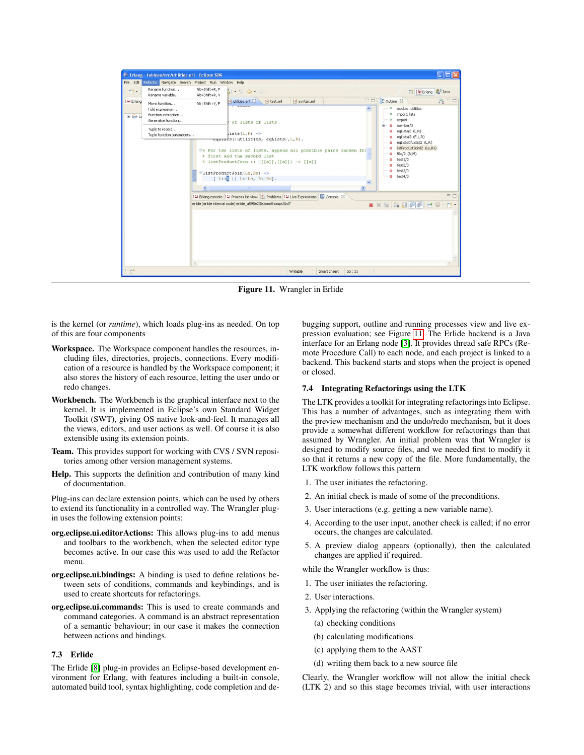**Figure 11.** Wrangler in Erlide

is the kernel (or *runtime*), which loads plug-ins as needed. On top of this are four components

**Workspace.** The Workspace component handles the resources, including files, directories, projects, connections. Every modification of a resource is handled by the Workspace component; it also stores the history of each resource, letting the user undo or redo changes.

**Workbench.** The Workbench is the graphical interface next to the kernel. It is implemented in Eclipse's own Standard Widget Toolkit (SWT), giving OS native look-and-feel. It manages all the views, editors, and user actions as well. Of course it is also extensible using its extension points.

**Team.** This provides support for working with CVS / SVN repositories among other version management systems.

**Help.** This supports the definition and contribution of many kind of documentation.

Plug-ins can declare extension points, which can be used by others to extend its functionality in a controlled way. The Wrangler plug-in uses the following extension points:

**org.eclipse.ui.editorActions:** This allows plug-ins to add menus and toolbars to the workbench, when the selected editor type becomes active. In our case this was used to add the Refactor menu.

**org.eclipse.ui.bindings:** A binding is used to define relations between sets of conditions, commands and keybindings, and is used to create shortcuts for refactorings.

**org.eclipse.ui.commands:** This is used to create commands and command categories. A command is an abstract representation of a semantic behaviour; in our case it makes the connection between actions and bindings.

### 7.3 Erlide

The Erlide [8] plug-in provides an Eclipse-based development environment for Erlang, with features including a built-in console, automated build tool, syntax highlighting, code completion and debugging support, outline and running processes view and live expression evaluation; see Figure 11. The Erlide backend is a Java interface for an Erlang node [3]. It provides thread safe RPCs (Remote Procedure Call) to each node, and each project is linked to a backend. This backend starts and stops when the project is opened or closed.

### 7.4 Integrating Refactorings using the LTK

The LTK provides a toolkit for integrating refactorings into Eclipse. This has a number of advantages, such as integrating them with the preview mechanism and the undo/redo mechanism, but it does provide a somewhat different workflow for refactorings than that assumed by Wrangler. An initial problem was that Wrangler is designed to modify source files, and we needed first to modify it so that it returns a new copy of the file. More fundamentally, the LTK workflow follows this pattern

1. The user initiates the refactoring.
2. An initial check is made of some of the preconditions.
3. User interactions (e.g. getting a new variable name).
4. According to the user input, another check is called; if no error occurs, the changes are calculated.
5. A preview dialog appears (optionally), then the calculated changes are applied if required.

while the Wrangler workflow is thus:

1. The user initiates the refactoring.
2. User interactions.
3. Applying the refactoring (within the Wrangler system)
   (a) checking conditions
   (b) calculating modifications
   (c) applying them to the AAST
   (d) writing them back to a new source file

Clearly, the Wrangler workflow will not allow the initial check (LTK 2) and so this stage becomes trivial, with user interactions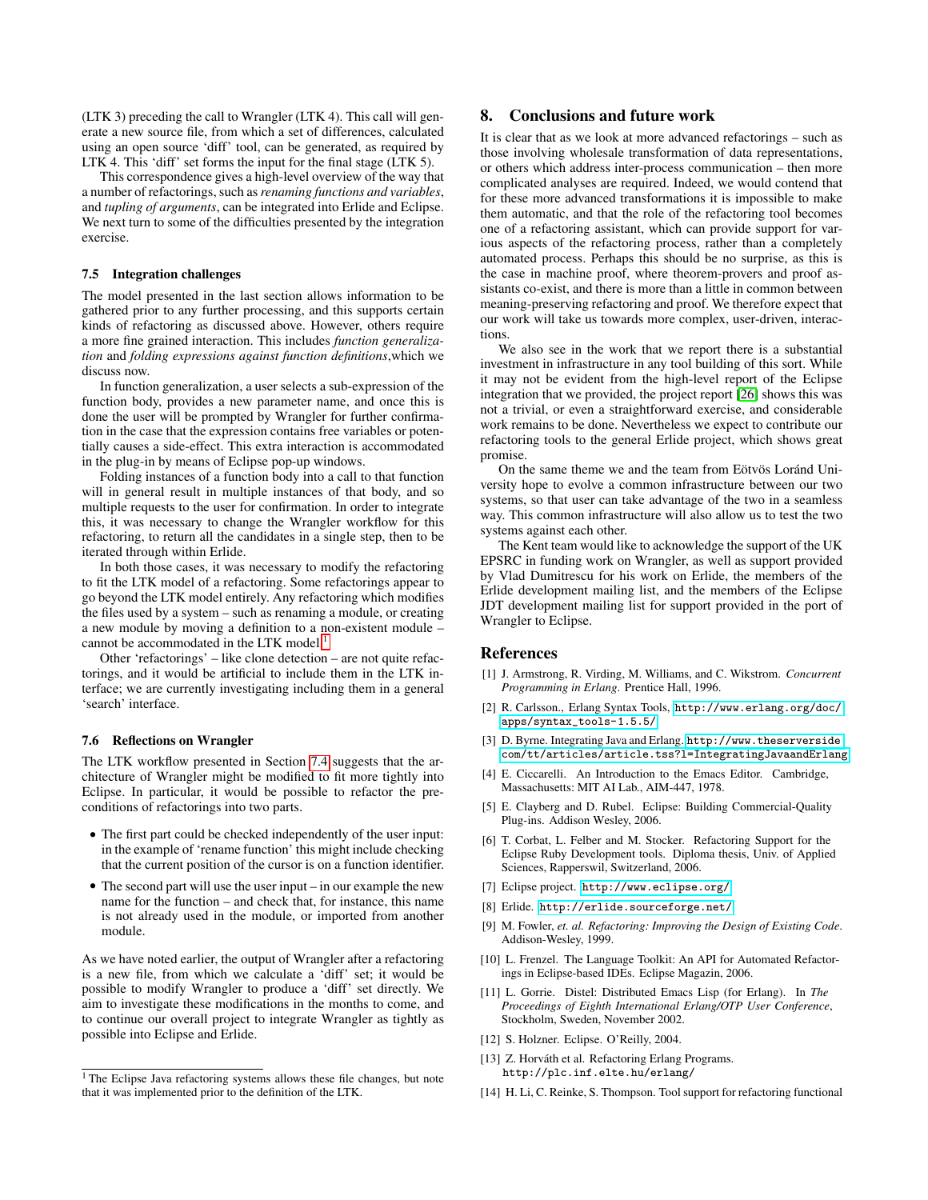(LTK 3) preceding the call to Wrangler (LTK 4). This call will generate a new source file, from which a set of differences, calculated using an open source 'diff' tool, can be generated, as required by LTK 4. This 'diff' set forms the input for the final stage (LTK 5).

This correspondence gives a high-level overview of the way that a number of refactorings, such as *renaming functions and variables*, and *tupling of arguments*, can be integrated into Erlide and Eclipse. We next turn to some of the difficulties presented by the integration exercise.

### 7.5 Integration challenges

The model presented in the last section allows information to be gathered prior to any further processing, and this supports certain kinds of refactoring as discussed above. However, others require a more fine grained interaction. This includes *function generalization* and *folding expressions against function definitions*,which we discuss now.

In function generalization, a user selects a sub-expression of the function body, provides a new parameter name, and once this is done the user will be prompted by Wrangler for further confirmation in the case that the expression contains free variables or potentially causes a side-effect. This extra interaction is accommodated in the plug-in by means of Eclipse pop-up windows.

Folding instances of a function body into a call to that function will in general result in multiple instances of that body, and so multiple requests to the user for confirmation. In order to integrate this, it was necessary to change the Wrangler workflow for this refactoring, to return all the candidates in a single step, then to be iterated through within Erlide.

In both those cases, it was necessary to modify the refactoring to fit the LTK model of a refactoring. Some refactorings appear to go beyond the LTK model entirely. Any refactoring which modifies the files used by a system – such as renaming a module, or creating a new module by moving a definition to a non-existent module – cannot be accommodated in the LTK model.[1]

Other 'refactorings' – like clone detection – are not quite refactorings, and it would be artificial to include them in the LTK interface; we are currently investigating including them in a general 'search' interface.

### 7.6 Reflections on Wrangler

The LTK workflow presented in Section 7.4 suggests that the architecture of Wrangler might be modified to fit more tightly into Eclipse. In particular, it would be possible to refactor the preconditions of refactorings into two parts.

- The first part could be checked independently of the user input: in the example of 'rename function' this might include checking that the current position of the cursor is on a function identifier.
- The second part will use the user input – in our example the new name for the function – and check that, for instance, this name is not already used in the module, or imported from another module.

As we have noted earlier, the output of Wrangler after a refactoring is a new file, from which we calculate a 'diff' set; it would be possible to modify Wrangler to produce a 'diff' set directly. We aim to investigate these modifications in the months to come, and to continue our overall project to integrate Wrangler as tightly as possible into Eclipse and Erlide.

[1] The Eclipse Java refactoring systems allows these file changes, but note that it was implemented prior to the definition of the LTK.

## 8. Conclusions and future work

It is clear that as we look at more advanced refactorings – such as those involving wholesale transformation of data representations, or others which address inter-process communication – then more complicated analyses are required. Indeed, we would contend that for these more advanced transformations it is impossible to make them automatic, and that the role of the refactoring tool becomes one of a refactoring assistant, which can provide support for various aspects of the refactoring process, rather than a completely automated process. Perhaps this should be no surprise, as this is the case in machine proof, where theorem-provers and proof assistants co-exist, and there is more than a little in common between meaning-preserving refactoring and proof. We therefore expect that our work will take us towards more complex, user-driven, interactions.

We also see in the work that we report there is a substantial investment in infrastructure in any tool building of this sort. While it may not be evident from the high-level report of the Eclipse integration that we provided, the project report [26] shows this was not a trivial, or even a straightforward exercise, and considerable work remains to be done. Nevertheless we expect to contribute our refactoring tools to the general Erlide project, which shows great promise.

On the same theme we and the team from Eötvös Loránd University hope to evolve a common infrastructure between our two systems, so that user can take advantage of the two in a seamless way. This common infrastructure will also allow us to test the two systems against each other.

The Kent team would like to acknowledge the support of the UK EPSRC in funding work on Wrangler, as well as support provided by Vlad Dumitrescu for his work on Erlide, the members of the Erlide development mailing list, and the members of the Eclipse JDT development mailing list for support provided in the port of Wrangler to Eclipse.

## References

[1] J. Armstrong, R. Virding, M. Williams, and C. Wikstrom. *Concurrent Programming in Erlang*. Prentice Hall, 1996.

[2] R. Carlsson., Erlang Syntax Tools, http://www.erlang.org/doc/apps/syntax_tools-1.5.5/

[3] D. Byrne. Integrating Java and Erlang. http://www.theserverside.com/tt/articles/article.tss?l=IntegratingJavaandErlang

[4] E. Ciccarelli. An Introduction to the Emacs Editor. Cambridge, Massachusetts: MIT AI Lab., AIM-447, 1978.

[5] E. Clayberg and D. Rubel. Eclipse: Building Commercial-Quality Plug-ins. Addison Wesley, 2006.

[6] T. Corbat, L. Felber and M. Stocker. Refactoring Support for the Eclipse Ruby Development tools. Diploma thesis, Univ. of Applied Sciences, Rapperswil, Switzerland, 2006.

[7] Eclipse project. http://www.eclipse.org/

[8] Erlide. http://erlide.sourceforge.net/

[9] M. Fowler, *et. al. Refactoring: Improving the Design of Existing Code*. Addison-Wesley, 1999.

[10] L. Frenzel. The Language Toolkit: An API for Automated Refactorings in Eclipse-based IDEs. Eclipse Magazin, 2006.

[11] L. Gorrie. Distel: Distributed Emacs Lisp (for Erlang). In *The Proceedings of Eighth International Erlang/OTP User Conference*, Stockholm, Sweden, November 2002.

[12] S. Holzner. Eclipse. O'Reilly, 2004.

[13] Z. Horváth et al. Refactoring Erlang Programs. http://plc.inf.elte.hu/erlang/

[14] H. Li, C. Reinke, S. Thompson. Tool support for refactoring functional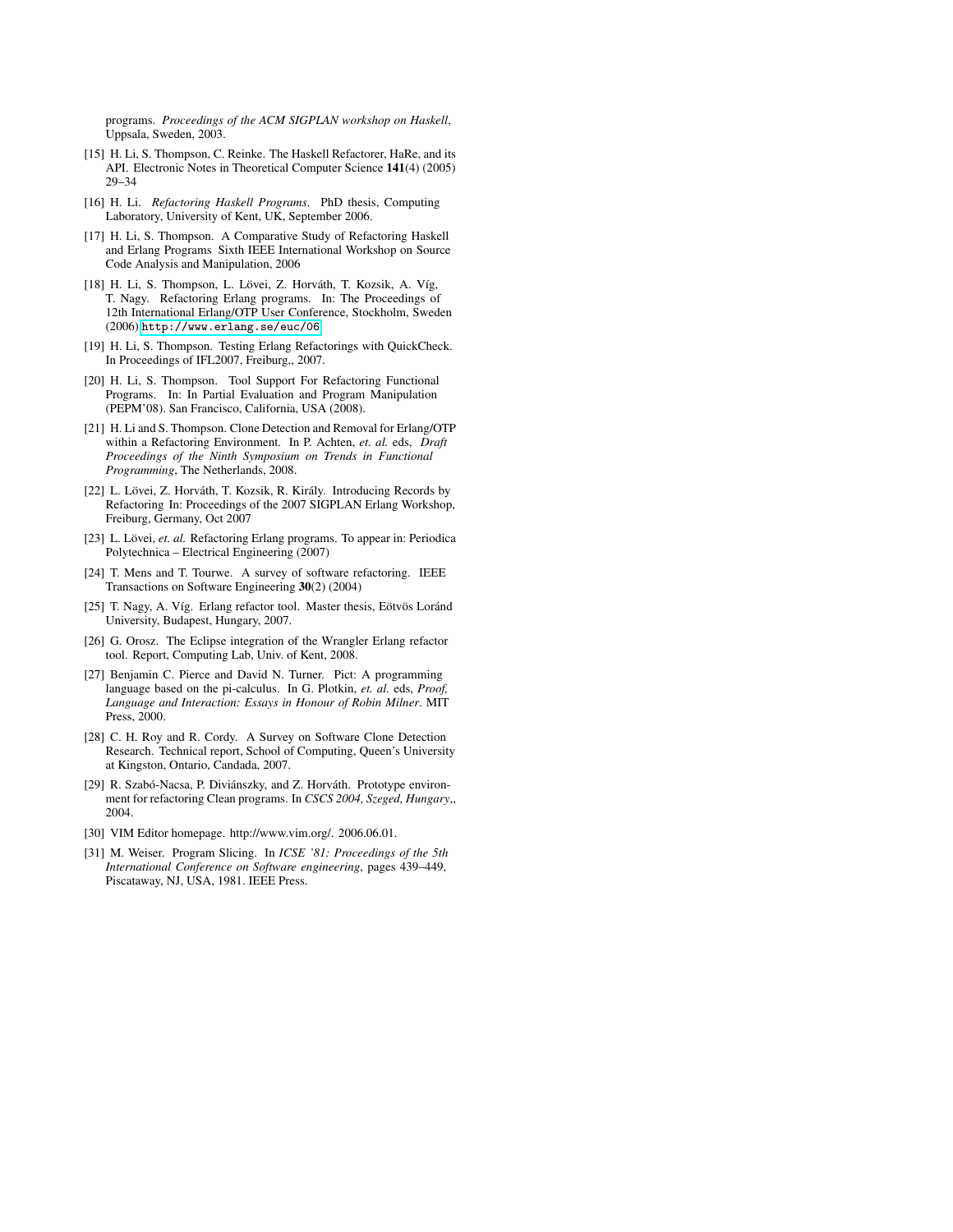programs. *Proceedings of the ACM SIGPLAN workshop on Haskell*, Uppsala, Sweden, 2003.

[15] H. Li, S. Thompson, C. Reinke. The Haskell Refactorer, HaRe, and its API. Electronic Notes in Theoretical Computer Science **141**(4) (2005) 29–34

[16] H. Li. *Refactoring Haskell Programs*. PhD thesis, Computing Laboratory, University of Kent, UK, September 2006.

[17] H. Li, S. Thompson. A Comparative Study of Refactoring Haskell and Erlang Programs Sixth IEEE International Workshop on Source Code Analysis and Manipulation, 2006

[18] H. Li, S. Thompson, L. Lövei, Z. Horváth, T. Kozsik, A. Víg, T. Nagy. Refactoring Erlang programs. In: The Proceedings of 12th International Erlang/OTP User Conference, Stockholm, Sweden (2006) http://www.erlang.se/euc/06

[19] H. Li, S. Thompson. Testing Erlang Refactorings with QuickCheck. In Proceedings of IFL2007, Freiburg,, 2007.

[20] H. Li, S. Thompson. Tool Support For Refactoring Functional Programs. In: In Partial Evaluation and Program Manipulation (PEPM'08). San Francisco, California, USA (2008).

[21] H. Li and S. Thompson. Clone Detection and Removal for Erlang/OTP within a Refactoring Environment. In P. Achten, *et. al.* eds, *Draft Proceedings of the Ninth Symposium on Trends in Functional Programming*, The Netherlands, 2008.

[22] L. Lövei, Z. Horváth, T. Kozsik, R. Király. Introducing Records by Refactoring In: Proceedings of the 2007 SIGPLAN Erlang Workshop, Freiburg, Germany, Oct 2007

[23] L. Lövei, *et. al.* Refactoring Erlang programs. To appear in: Periodica Polytechnica – Electrical Engineering (2007)

[24] T. Mens and T. Tourwe. A survey of software refactoring. IEEE Transactions on Software Engineering **30**(2) (2004)

[25] T. Nagy, A. Víg. Erlang refactor tool. Master thesis, Eötvös Loránd University, Budapest, Hungary, 2007.

[26] G. Orosz. The Eclipse integration of the Wrangler Erlang refactor tool. Report, Computing Lab, Univ. of Kent, 2008.

[27] Benjamin C. Pierce and David N. Turner. Pict: A programming language based on the pi-calculus. In G. Plotkin, *et. al.* eds, *Proof, Language and Interaction: Essays in Honour of Robin Milner*. MIT Press, 2000.

[28] C. H. Roy and R. Cordy. A Survey on Software Clone Detection Research. Technical report, School of Computing, Queen's University at Kingston, Ontario, Candada, 2007.

[29] R. Szabó-Nacsa, P. Diviánszky, and Z. Horváth. Prototype environment for refactoring Clean programs. In *CSCS 2004, Szeged, Hungary*,, 2004.

[30] VIM Editor homepage. http://www.vim.org/. 2006.06.01.

[31] M. Weiser. Program Slicing. In *ICSE '81: Proceedings of the 5th International Conference on Software engineering*, pages 439–449, Piscataway, NJ, USA, 1981. IEEE Press.